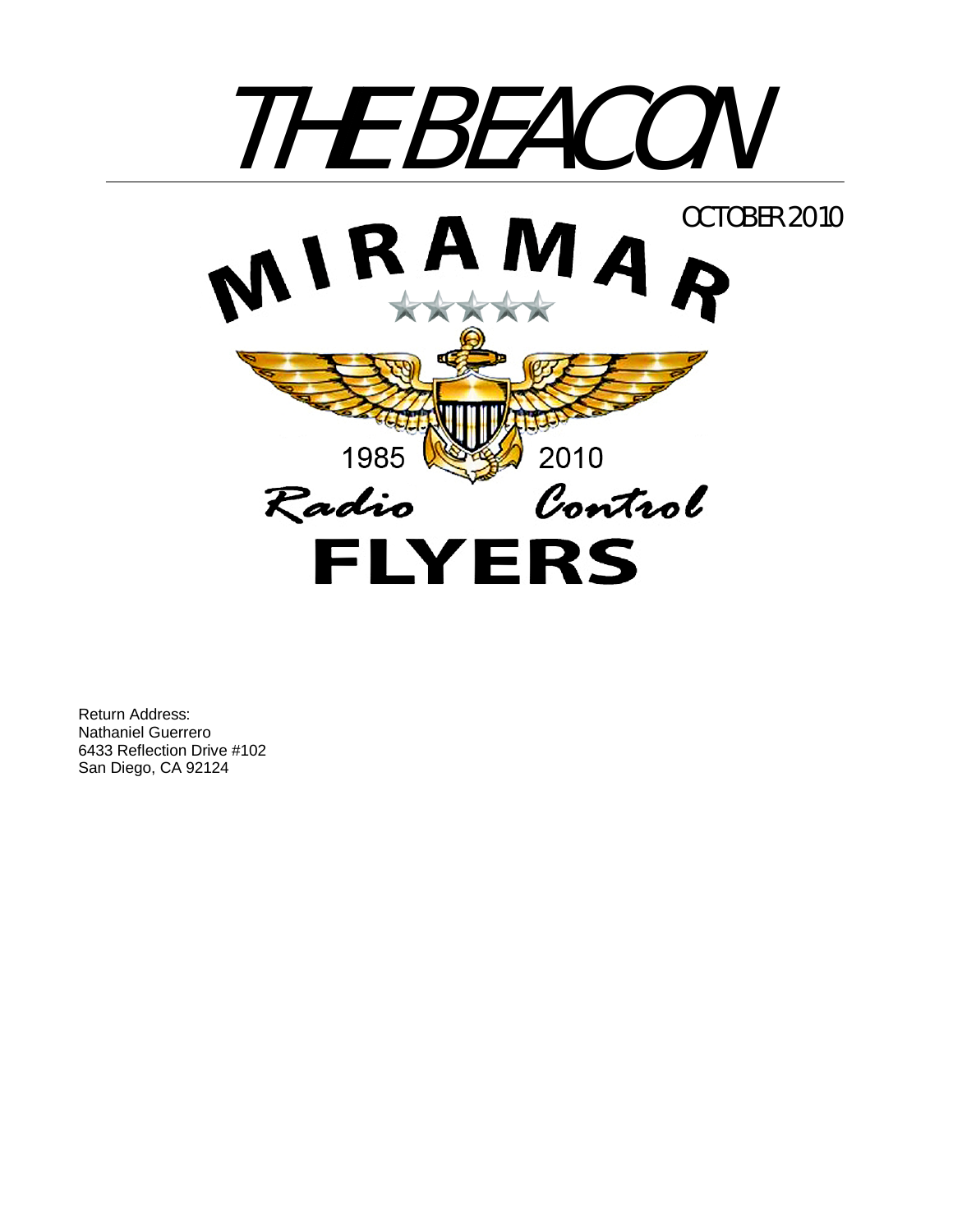# THE BEACON

OCTOBER 2010

MIRAMAR

1985 2010

Radio Control

FLYERS

Return Address:
Nathaniel Guerrero
6433 Reflection Drive #102
San Diego, CA 92124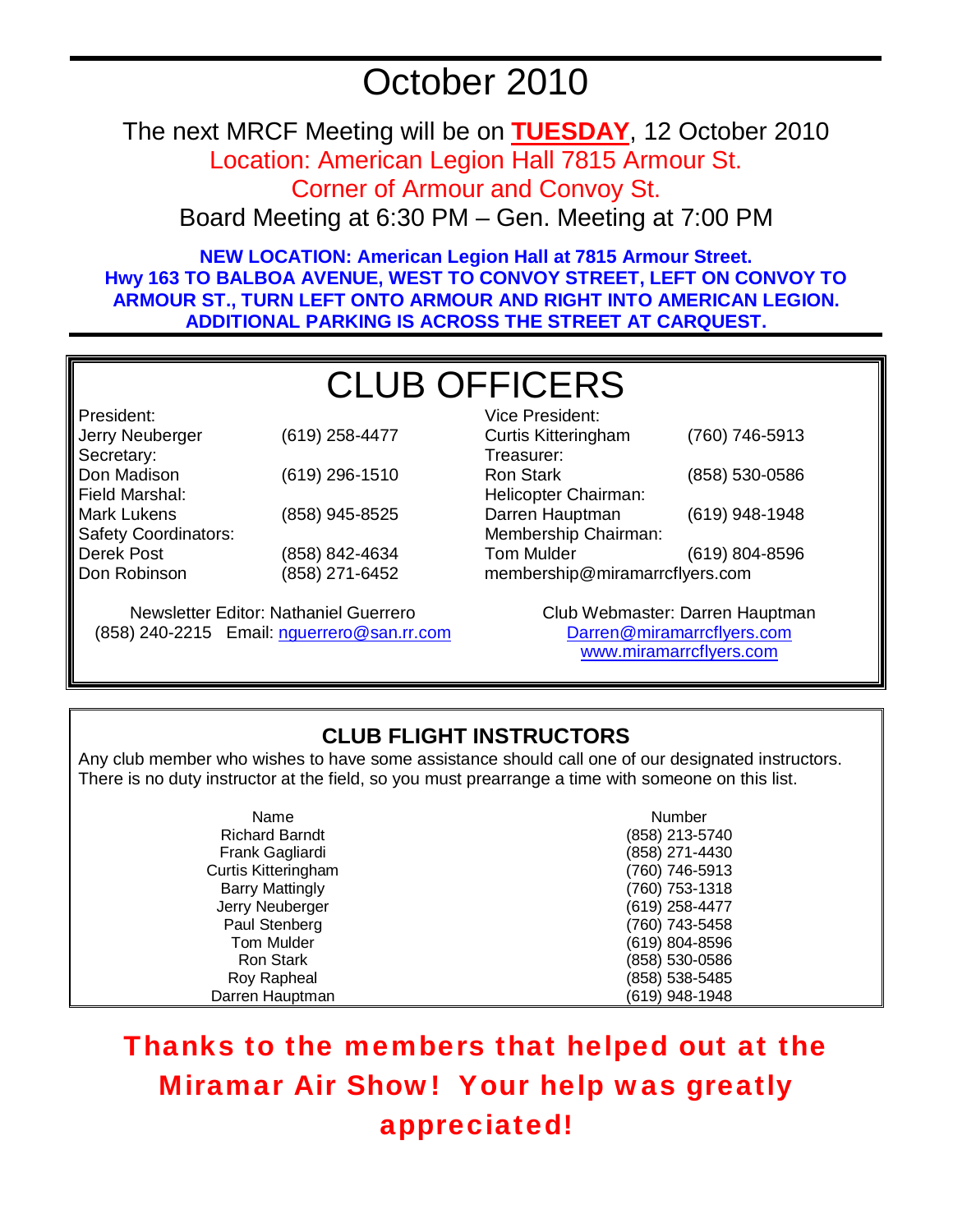# October 2010

The next MRCF Meeting will be on **TUESDAY**, 12 October 2010

Location: American Legion Hall 7815 Armour St.

Corner of Armour and Convoy St.

Board Meeting at 6:30 PM – Gen. Meeting at 7:00 PM

**NEW LOCATION: American Legion Hall at 7815 Armour Street.**
**Hwy 163 TO BALBOA AVENUE, WEST TO CONVOY STREET, LEFT ON CONVOY TO ARMOUR ST., TURN LEFT ONTO ARMOUR AND RIGHT INTO AMERICAN LEGION. ADDITIONAL PARKING IS ACROSS THE STREET AT CARQUEST.**

## CLUB OFFICERS

| | | | |
|---|---|---|---|
| President: | | Vice President: | |
| Jerry Neuberger | (619) 258-4477 | Curtis Kitteringham | (760) 746-5913 |
| Secretary: | | Treasurer: | |
| Don Madison | (619) 296-1510 | Ron Stark | (858) 530-0586 |
| Field Marshal: | | Helicopter Chairman: | |
| Mark Lukens | (858) 945-8525 | Darren Hauptman | (619) 948-1948 |
| Safety Coordinators: | | Membership Chairman: | |
| Derek Post | (858) 842-4634 | Tom Mulder | (619) 804-8596 |
| Don Robinson | (858) 271-6452 | membership@miramarrcflyers.com | |

Newsletter Editor: Nathaniel Guerrero
(858) 240-2215 Email: nguerrero@san.rr.com

Club Webmaster: Darren Hauptman
Darren@miramarrcflyers.com
www.miramarrcflyers.com

## CLUB FLIGHT INSTRUCTORS

Any club member who wishes to have some assistance should call one of our designated instructors. There is no duty instructor at the field, so you must prearrange a time with someone on this list.

| Name | Number |
|---|---|
| Richard Barndt | (858) 213-5740 |
| Frank Gagliardi | (858) 271-4430 |
| Curtis Kitteringham | (760) 746-5913 |
| Barry Mattingly | (760) 753-1318 |
| Jerry Neuberger | (619) 258-4477 |
| Paul Stenberg | (760) 743-5458 |
| Tom Mulder | (619) 804-8596 |
| Ron Stark | (858) 530-0586 |
| Roy Rapheal | (858) 538-5485 |
| Darren Hauptman | (619) 948-1948 |

**Thanks to the members that helped out at the Miramar Air Show! Your help was greatly appreciated!**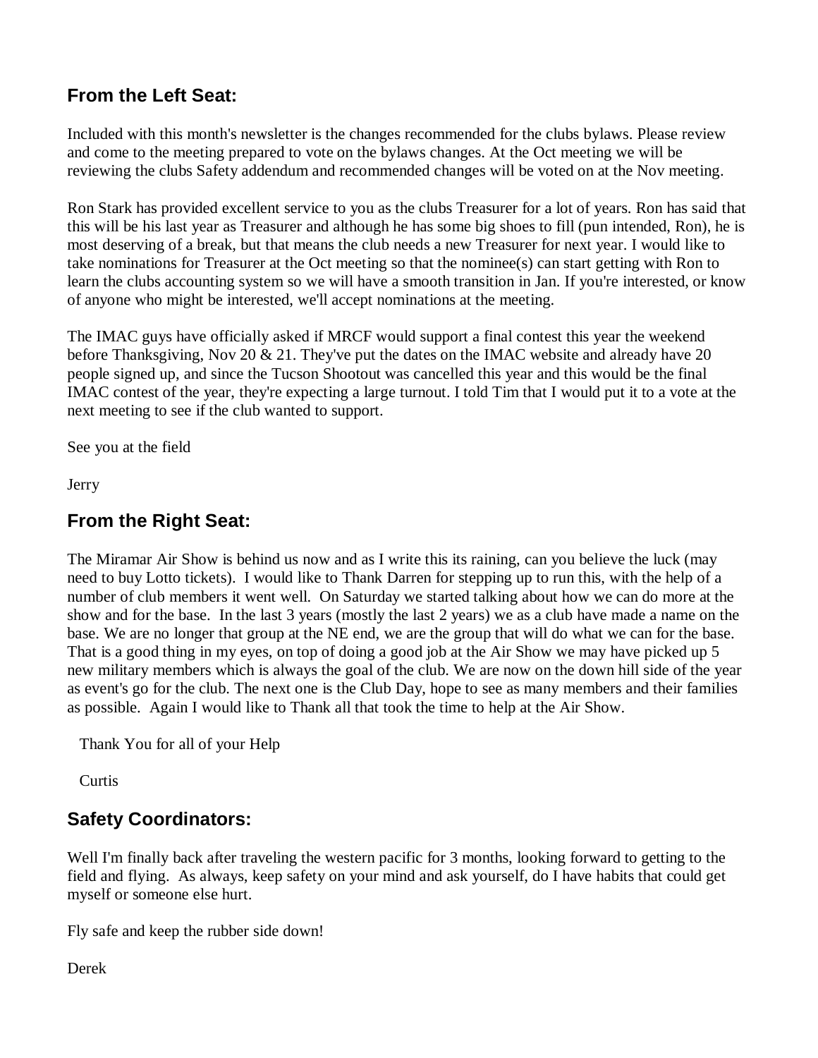## From the Left Seat:

Included with this month's newsletter is the changes recommended for the clubs bylaws. Please review and come to the meeting prepared to vote on the bylaws changes. At the Oct meeting we will be reviewing the clubs Safety addendum and recommended changes will be voted on at the Nov meeting.

Ron Stark has provided excellent service to you as the clubs Treasurer for a lot of years. Ron has said that this will be his last year as Treasurer and although he has some big shoes to fill (pun intended, Ron), he is most deserving of a break, but that means the club needs a new Treasurer for next year. I would like to take nominations for Treasurer at the Oct meeting so that the nominee(s) can start getting with Ron to learn the clubs accounting system so we will have a smooth transition in Jan. If you're interested, or know of anyone who might be interested, we'll accept nominations at the meeting.

The IMAC guys have officially asked if MRCF would support a final contest this year the weekend before Thanksgiving, Nov 20 & 21. They've put the dates on the IMAC website and already have 20 people signed up, and since the Tucson Shootout was cancelled this year and this would be the final IMAC contest of the year, they're expecting a large turnout. I told Tim that I would put it to a vote at the next meeting to see if the club wanted to support.

See you at the field

Jerry

## From the Right Seat:

The Miramar Air Show is behind us now and as I write this its raining, can you believe the luck (may need to buy Lotto tickets). I would like to Thank Darren for stepping up to run this, with the help of a number of club members it went well. On Saturday we started talking about how we can do more at the show and for the base. In the last 3 years (mostly the last 2 years) we as a club have made a name on the base. We are no longer that group at the NE end, we are the group that will do what we can for the base. That is a good thing in my eyes, on top of doing a good job at the Air Show we may have picked up 5 new military members which is always the goal of the club. We are now on the down hill side of the year as event's go for the club. The next one is the Club Day, hope to see as many members and their families as possible. Again I would like to Thank all that took the time to help at the Air Show.

Thank You for all of your Help

Curtis

## Safety Coordinators:

Well I'm finally back after traveling the western pacific for 3 months, looking forward to getting to the field and flying. As always, keep safety on your mind and ask yourself, do I have habits that could get myself or someone else hurt.

Fly safe and keep the rubber side down!

Derek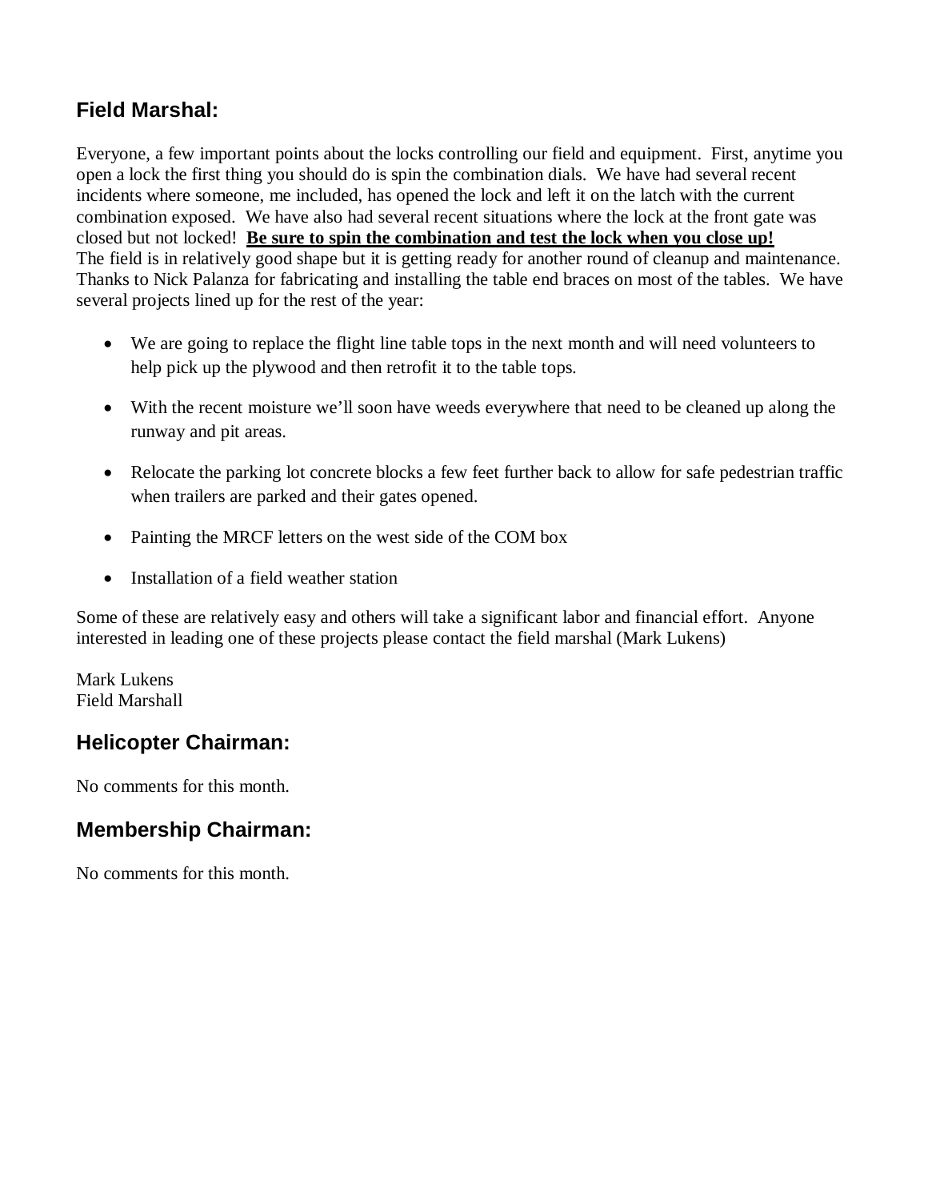## Field Marshal:

Everyone, a few important points about the locks controlling our field and equipment. First, anytime you open a lock the first thing you should do is spin the combination dials. We have had several recent incidents where someone, me included, has opened the lock and left it on the latch with the current combination exposed. We have also had several recent situations where the lock at the front gate was closed but not locked! **<u>Be sure to spin the combination and test the lock when you close up!</u>**
The field is in relatively good shape but it is getting ready for another round of cleanup and maintenance. Thanks to Nick Palanza for fabricating and installing the table end braces on most of the tables. We have several projects lined up for the rest of the year:

- We are going to replace the flight line table tops in the next month and will need volunteers to help pick up the plywood and then retrofit it to the table tops.
- With the recent moisture we'll soon have weeds everywhere that need to be cleaned up along the runway and pit areas.
- Relocate the parking lot concrete blocks a few feet further back to allow for safe pedestrian traffic when trailers are parked and their gates opened.
- Painting the MRCF letters on the west side of the COM box
- Installation of a field weather station

Some of these are relatively easy and others will take a significant labor and financial effort. Anyone interested in leading one of these projects please contact the field marshal (Mark Lukens)

Mark Lukens
Field Marshall

## Helicopter Chairman:

No comments for this month.

## Membership Chairman:

No comments for this month.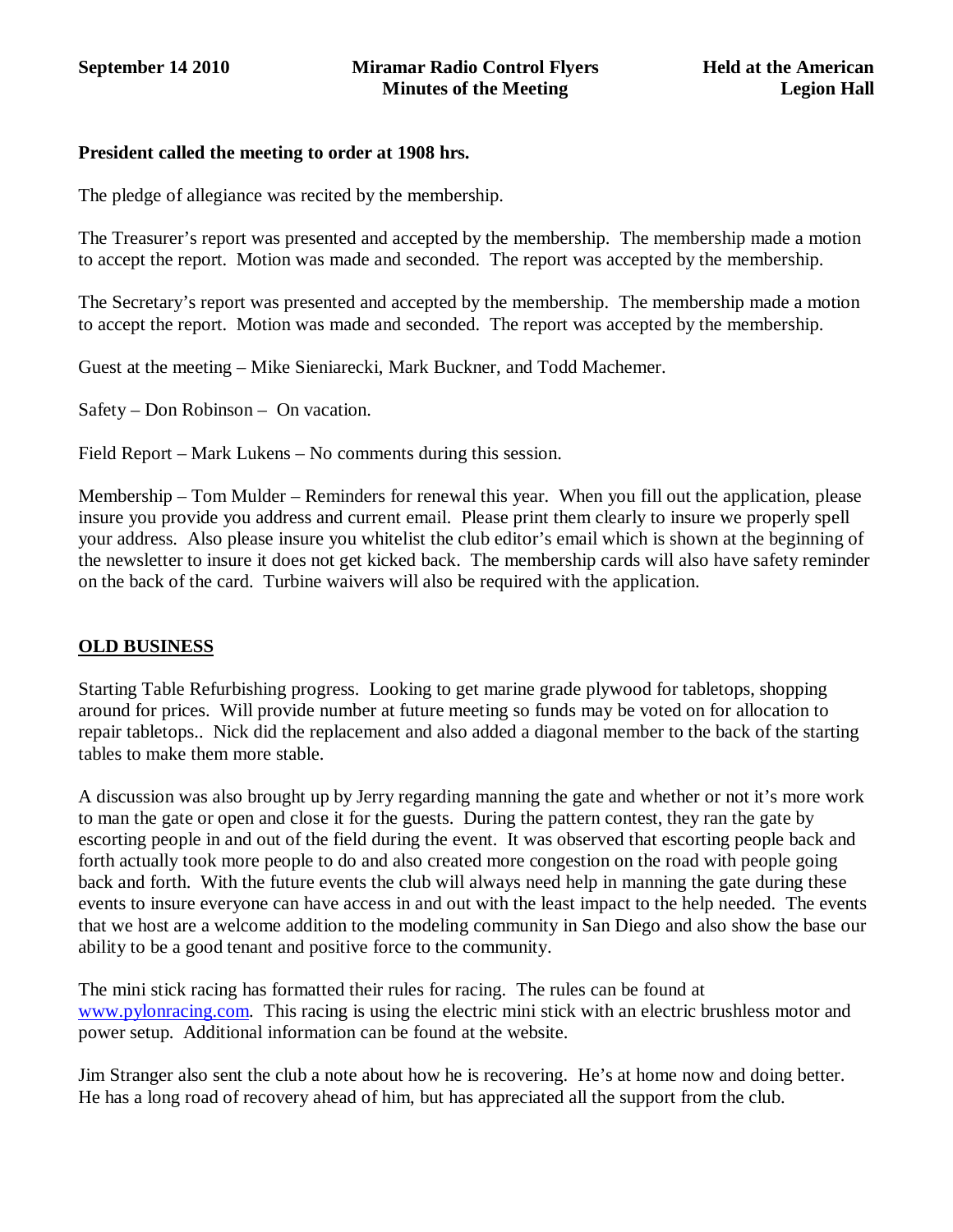**September 14 2010** **Miramar Radio Control Flyers** **Held at the American Legion Hall**

**Minutes of the Meeting**

**President called the meeting to order at 1908 hrs.**

The pledge of allegiance was recited by the membership.

The Treasurer's report was presented and accepted by the membership. The membership made a motion to accept the report. Motion was made and seconded. The report was accepted by the membership.

The Secretary's report was presented and accepted by the membership. The membership made a motion to accept the report. Motion was made and seconded. The report was accepted by the membership.

Guest at the meeting – Mike Sieniarecki, Mark Buckner, and Todd Machemer.

Safety – Don Robinson – On vacation.

Field Report – Mark Lukens – No comments during this session.

Membership – Tom Mulder – Reminders for renewal this year. When you fill out the application, please insure you provide you address and current email. Please print them clearly to insure we properly spell your address. Also please insure you whitelist the club editor's email which is shown at the beginning of the newsletter to insure it does not get kicked back. The membership cards will also have safety reminder on the back of the card. Turbine waivers will also be required with the application.

## OLD BUSINESS

Starting Table Refurbishing progress. Looking to get marine grade plywood for tabletops, shopping around for prices. Will provide number at future meeting so funds may be voted on for allocation to repair tabletops.. Nick did the replacement and also added a diagonal member to the back of the starting tables to make them more stable.

A discussion was also brought up by Jerry regarding manning the gate and whether or not it's more work to man the gate or open and close it for the guests. During the pattern contest, they ran the gate by escorting people in and out of the field during the event. It was observed that escorting people back and forth actually took more people to do and also created more congestion on the road with people going back and forth. With the future events the club will always need help in manning the gate during these events to insure everyone can have access in and out with the least impact to the help needed. The events that we host are a welcome addition to the modeling community in San Diego and also show the base our ability to be a good tenant and positive force to the community.

The mini stick racing has formatted their rules for racing. The rules can be found at www.pylonracing.com. This racing is using the electric mini stick with an electric brushless motor and power setup. Additional information can be found at the website.

Jim Stranger also sent the club a note about how he is recovering. He's at home now and doing better. He has a long road of recovery ahead of him, but has appreciated all the support from the club.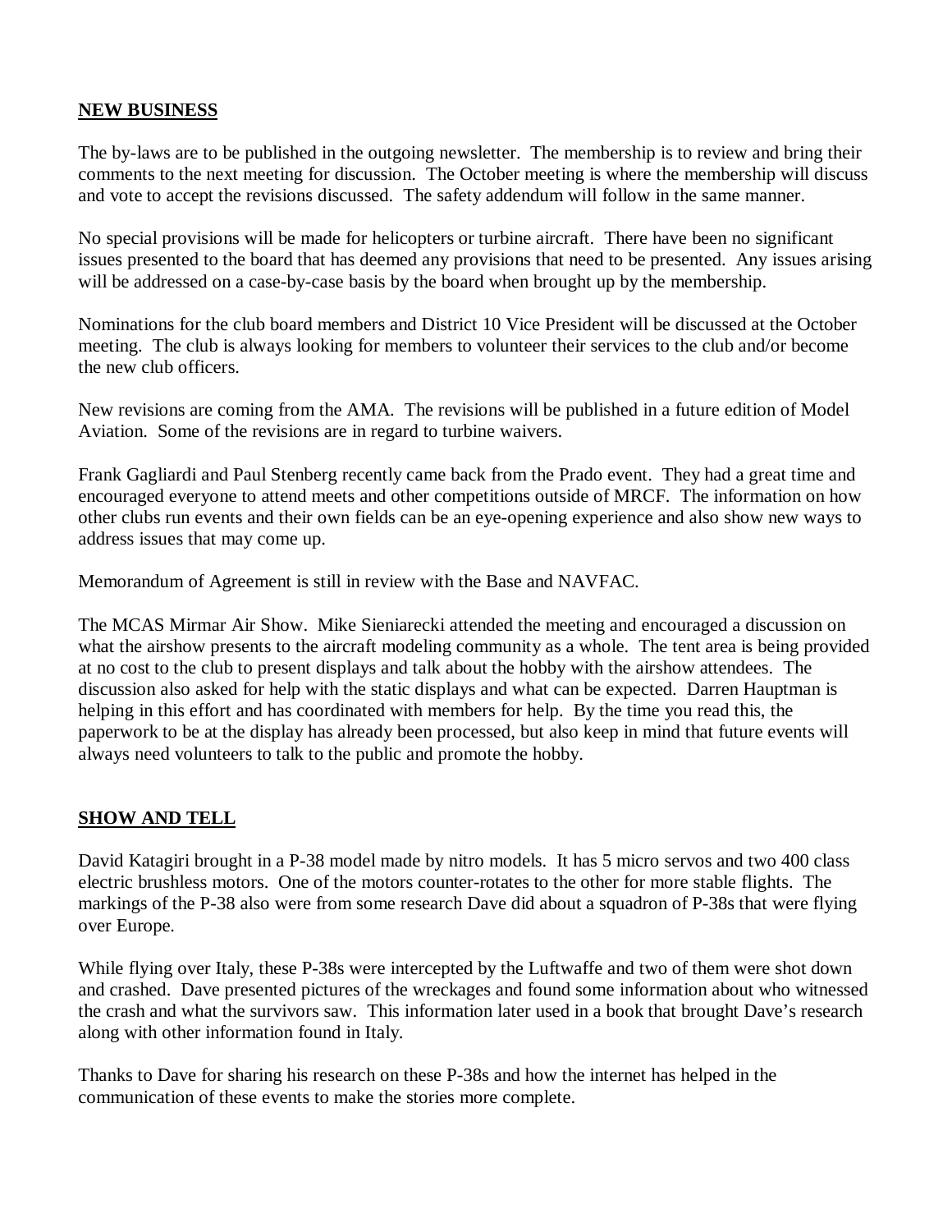## NEW BUSINESS

The by-laws are to be published in the outgoing newsletter. The membership is to review and bring their comments to the next meeting for discussion. The October meeting is where the membership will discuss and vote to accept the revisions discussed. The safety addendum will follow in the same manner.

No special provisions will be made for helicopters or turbine aircraft. There have been no significant issues presented to the board that has deemed any provisions that need to be presented. Any issues arising will be addressed on a case-by-case basis by the board when brought up by the membership.

Nominations for the club board members and District 10 Vice President will be discussed at the October meeting. The club is always looking for members to volunteer their services to the club and/or become the new club officers.

New revisions are coming from the AMA. The revisions will be published in a future edition of Model Aviation. Some of the revisions are in regard to turbine waivers.

Frank Gagliardi and Paul Stenberg recently came back from the Prado event. They had a great time and encouraged everyone to attend meets and other competitions outside of MRCF. The information on how other clubs run events and their own fields can be an eye-opening experience and also show new ways to address issues that may come up.

Memorandum of Agreement is still in review with the Base and NAVFAC.

The MCAS Mirmar Air Show. Mike Sieniarecki attended the meeting and encouraged a discussion on what the airshow presents to the aircraft modeling community as a whole. The tent area is being provided at no cost to the club to present displays and talk about the hobby with the airshow attendees. The discussion also asked for help with the static displays and what can be expected. Darren Hauptman is helping in this effort and has coordinated with members for help. By the time you read this, the paperwork to be at the display has already been processed, but also keep in mind that future events will always need volunteers to talk to the public and promote the hobby.

## SHOW AND TELL

David Katagiri brought in a P-38 model made by nitro models. It has 5 micro servos and two 400 class electric brushless motors. One of the motors counter-rotates to the other for more stable flights. The markings of the P-38 also were from some research Dave did about a squadron of P-38s that were flying over Europe.

While flying over Italy, these P-38s were intercepted by the Luftwaffe and two of them were shot down and crashed. Dave presented pictures of the wreckages and found some information about who witnessed the crash and what the survivors saw. This information later used in a book that brought Dave's research along with other information found in Italy.

Thanks to Dave for sharing his research on these P-38s and how the internet has helped in the communication of these events to make the stories more complete.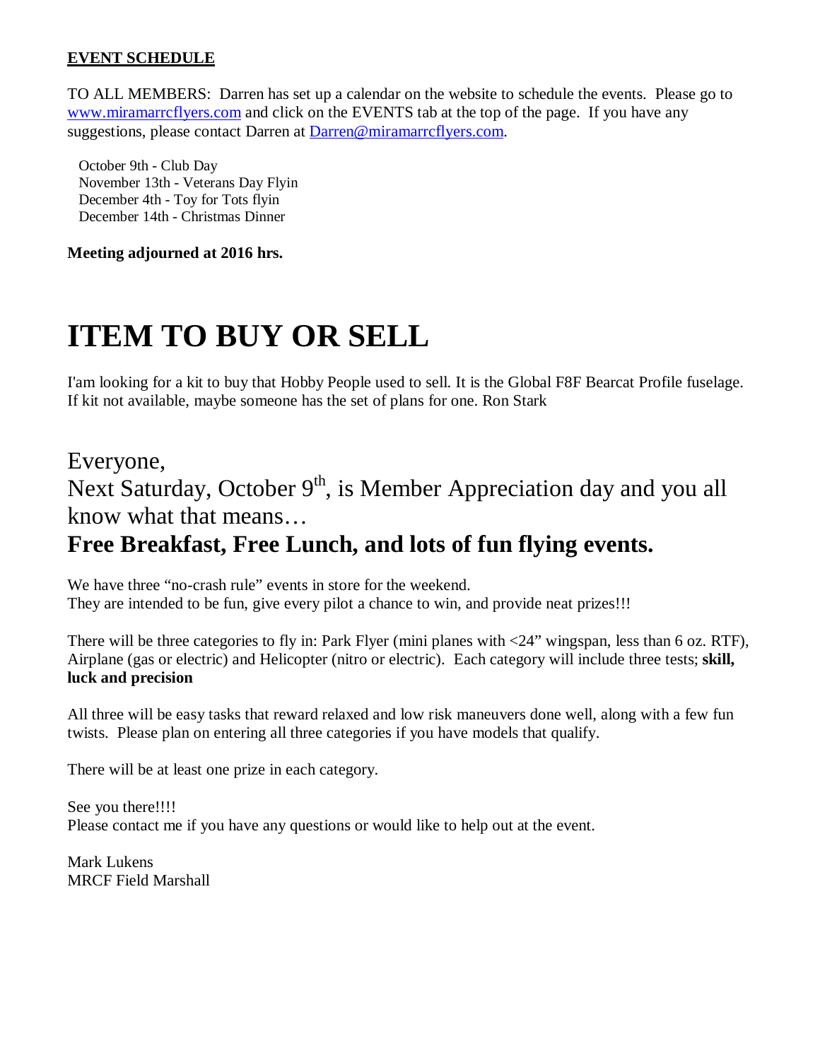**<u>EVENT SCHEDULE</u>**

TO ALL MEMBERS: Darren has set up a calendar on the website to schedule the events. Please go to [www.miramarrcflyers.com](http://www.miramarrcflyers.com) and click on the EVENTS tab at the top of the page. If you have any suggestions, please contact Darren at [Darren@miramarrcflyers.com](mailto:Darren@miramarrcflyers.com).

October 9th - Club Day
November 13th - Veterans Day Flyin
December 4th - Toy for Tots flyin
December 14th - Christmas Dinner

**Meeting adjourned at 2016 hrs.**

# ITEM TO BUY OR SELL

I'am looking for a kit to buy that Hobby People used to sell. It is the Global F8F Bearcat Profile fuselage. If kit not available, maybe someone has the set of plans for one. Ron Stark

## Everyone,

## Next Saturday, October 9th, is Member Appreciation day and you all know what that means…

## **Free Breakfast, Free Lunch, and lots of fun flying events.**

We have three "no-crash rule" events in store for the weekend.
They are intended to be fun, give every pilot a chance to win, and provide neat prizes!!!

There will be three categories to fly in: Park Flyer (mini planes with <24" wingspan, less than 6 oz. RTF), Airplane (gas or electric) and Helicopter (nitro or electric). Each category will include three tests; **skill, luck and precision**

All three will be easy tasks that reward relaxed and low risk maneuvers done well, along with a few fun twists. Please plan on entering all three categories if you have models that qualify.

There will be at least one prize in each category.

See you there!!!!
Please contact me if you have any questions or would like to help out at the event.

Mark Lukens
MRCF Field Marshall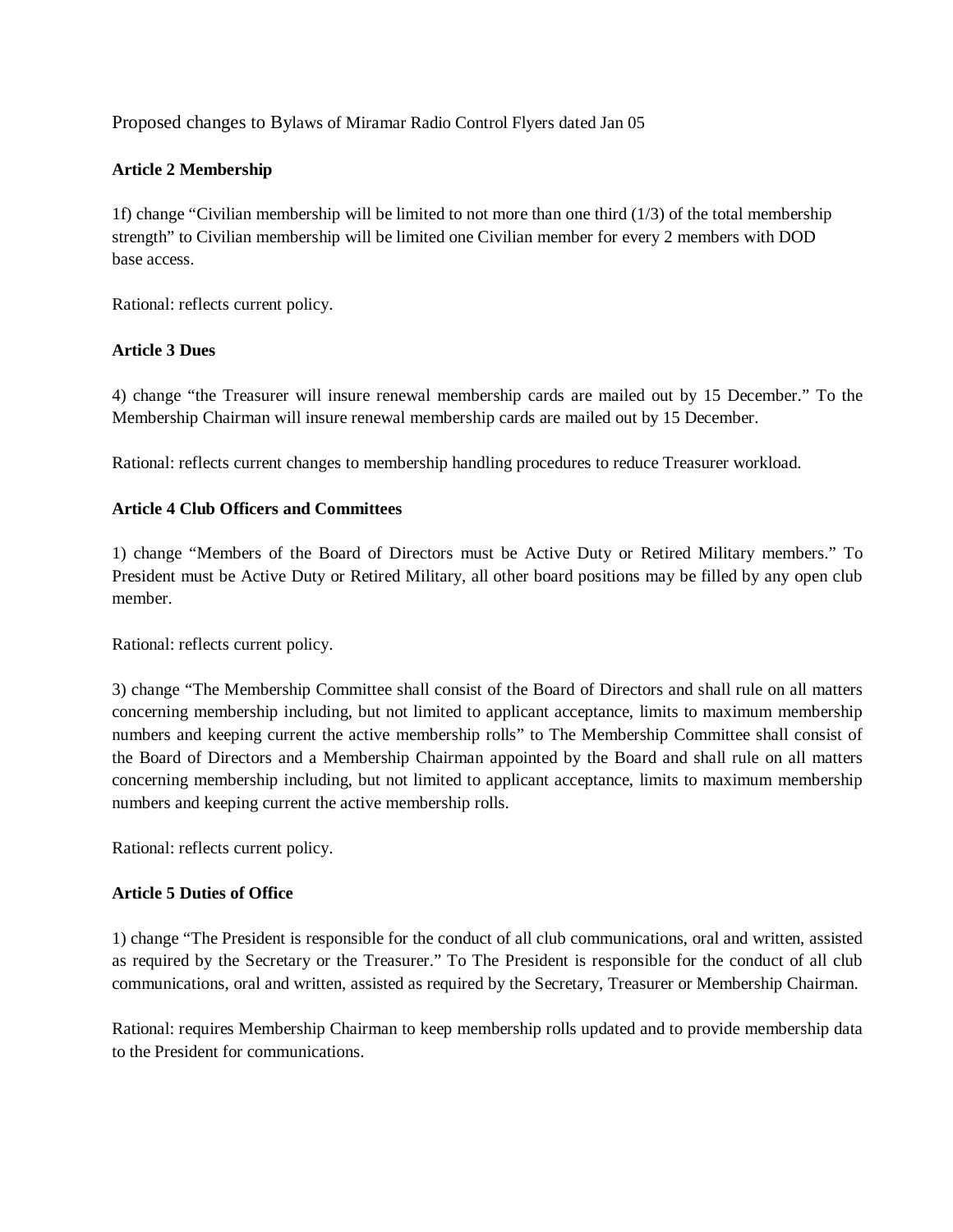Proposed changes to Bylaws of Miramar Radio Control Flyers dated Jan 05

**Article 2 Membership**

1f) change "Civilian membership will be limited to not more than one third (1/3) of the total membership strength" to Civilian membership will be limited one Civilian member for every 2 members with DOD base access.

Rational: reflects current policy.

**Article 3 Dues**

4) change "the Treasurer will insure renewal membership cards are mailed out by 15 December." To the Membership Chairman will insure renewal membership cards are mailed out by 15 December.

Rational: reflects current changes to membership handling procedures to reduce Treasurer workload.

**Article 4 Club Officers and Committees**

1) change "Members of the Board of Directors must be Active Duty or Retired Military members." To President must be Active Duty or Retired Military, all other board positions may be filled by any open club member.

Rational: reflects current policy.

3) change "The Membership Committee shall consist of the Board of Directors and shall rule on all matters concerning membership including, but not limited to applicant acceptance, limits to maximum membership numbers and keeping current the active membership rolls" to The Membership Committee shall consist of the Board of Directors and a Membership Chairman appointed by the Board and shall rule on all matters concerning membership including, but not limited to applicant acceptance, limits to maximum membership numbers and keeping current the active membership rolls.

Rational: reflects current policy.

**Article 5 Duties of Office**

1) change "The President is responsible for the conduct of all club communications, oral and written, assisted as required by the Secretary or the Treasurer." To The President is responsible for the conduct of all club communications, oral and written, assisted as required by the Secretary, Treasurer or Membership Chairman.

Rational: requires Membership Chairman to keep membership rolls updated and to provide membership data to the President for communications.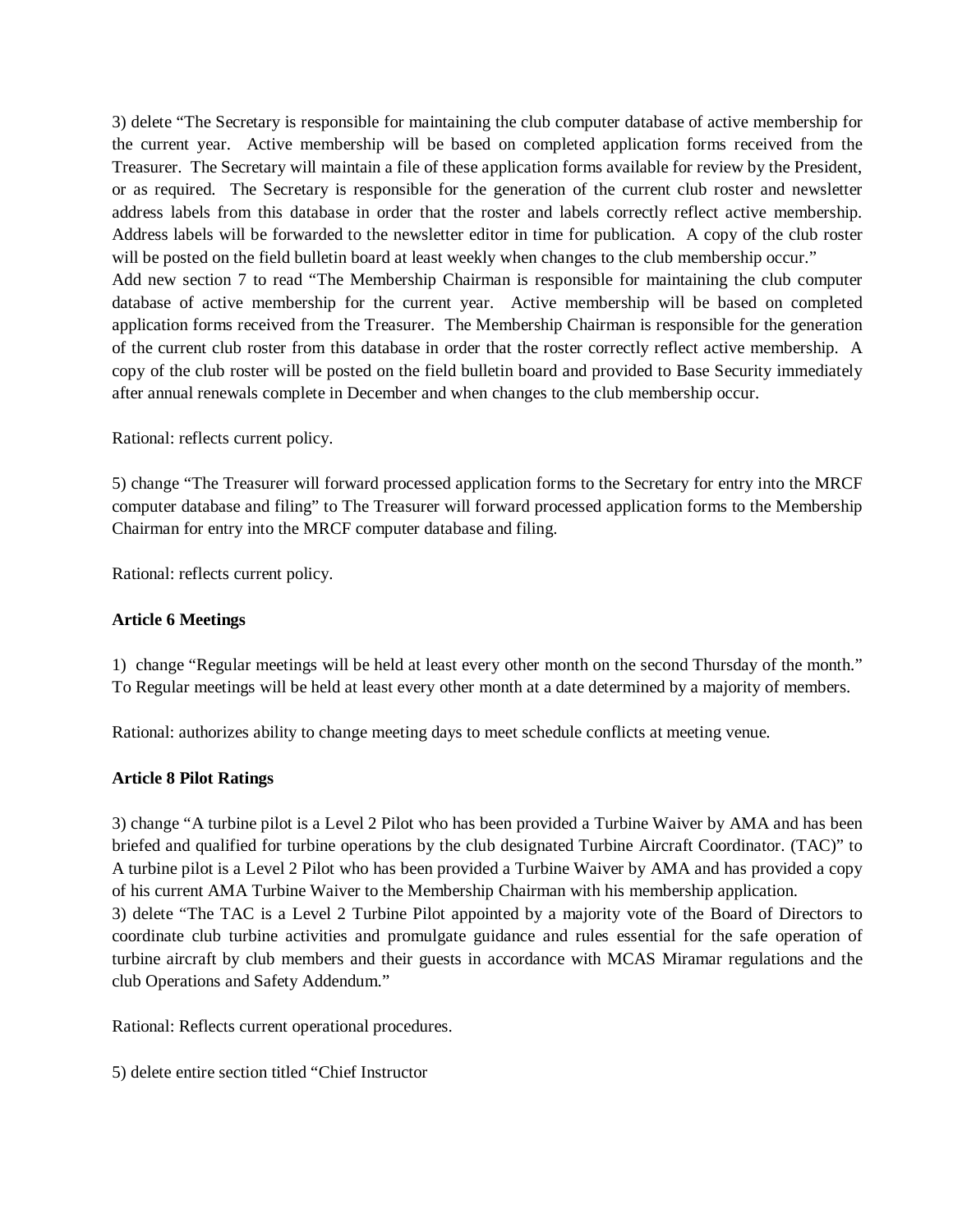3) delete “The Secretary is responsible for maintaining the club computer database of active membership for the current year. Active membership will be based on completed application forms received from the Treasurer. The Secretary will maintain a file of these application forms available for review by the President, or as required. The Secretary is responsible for the generation of the current club roster and newsletter address labels from this database in order that the roster and labels correctly reflect active membership. Address labels will be forwarded to the newsletter editor in time for publication. A copy of the club roster will be posted on the field bulletin board at least weekly when changes to the club membership occur.”
Add new section 7 to read “The Membership Chairman is responsible for maintaining the club computer database of active membership for the current year. Active membership will be based on completed application forms received from the Treasurer. The Membership Chairman is responsible for the generation of the current club roster from this database in order that the roster correctly reflect active membership. A copy of the club roster will be posted on the field bulletin board and provided to Base Security immediately after annual renewals complete in December and when changes to the club membership occur.

Rational: reflects current policy.

5) change “The Treasurer will forward processed application forms to the Secretary for entry into the MRCF computer database and filing” to The Treasurer will forward processed application forms to the Membership Chairman for entry into the MRCF computer database and filing.

Rational: reflects current policy.

**Article 6 Meetings**

1) change “Regular meetings will be held at least every other month on the second Thursday of the month.” To Regular meetings will be held at least every other month at a date determined by a majority of members.

Rational: authorizes ability to change meeting days to meet schedule conflicts at meeting venue.

**Article 8 Pilot Ratings**

3) change “A turbine pilot is a Level 2 Pilot who has been provided a Turbine Waiver by AMA and has been briefed and qualified for turbine operations by the club designated Turbine Aircraft Coordinator. (TAC)” to A turbine pilot is a Level 2 Pilot who has been provided a Turbine Waiver by AMA and has provided a copy of his current AMA Turbine Waiver to the Membership Chairman with his membership application.
3) delete “The TAC is a Level 2 Turbine Pilot appointed by a majority vote of the Board of Directors to coordinate club turbine activities and promulgate guidance and rules essential for the safe operation of turbine aircraft by club members and their guests in accordance with MCAS Miramar regulations and the club Operations and Safety Addendum.”

Rational: Reflects current operational procedures.

5) delete entire section titled “Chief Instructor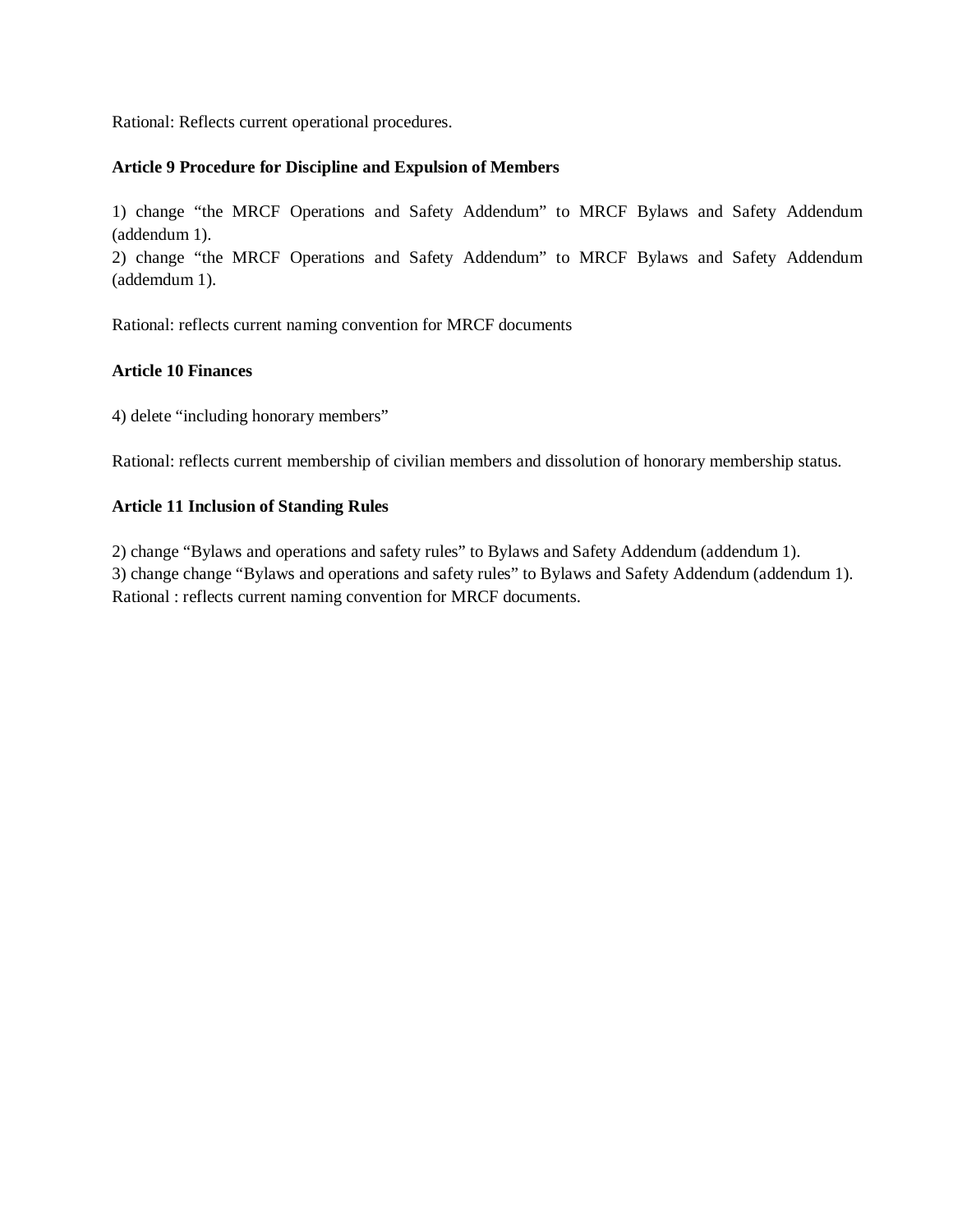Rational: Reflects current operational procedures.

**Article 9 Procedure for Discipline and Expulsion of Members**

1) change "the MRCF Operations and Safety Addendum" to MRCF Bylaws and Safety Addendum (addendum 1).
2) change "the MRCF Operations and Safety Addendum" to MRCF Bylaws and Safety Addendum (addemdum 1).

Rational: reflects current naming convention for MRCF documents

**Article 10 Finances**

4) delete "including honorary members"

Rational: reflects current membership of civilian members and dissolution of honorary membership status.

**Article 11 Inclusion of Standing Rules**

2) change "Bylaws and operations and safety rules" to Bylaws and Safety Addendum (addendum 1).
3) change change "Bylaws and operations and safety rules" to Bylaws and Safety Addendum (addendum 1).
Rational : reflects current naming convention for MRCF documents.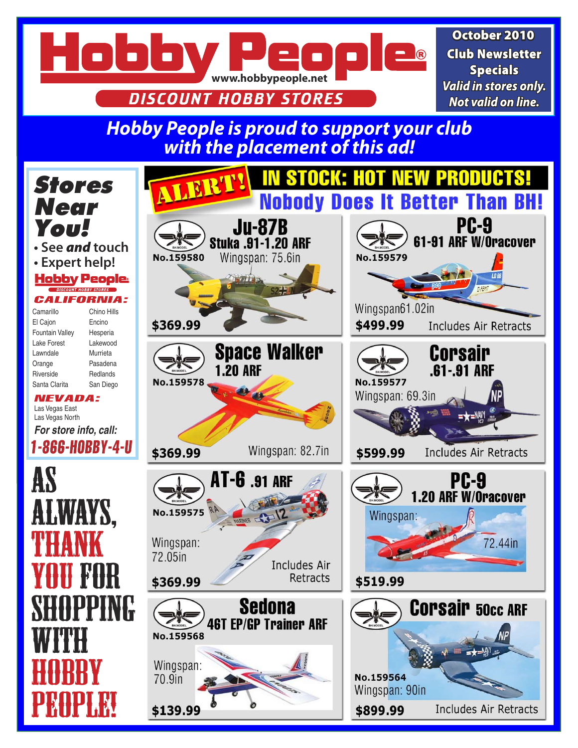# Hobby People®

www.hobbypeople.net

DISCOUNT HOBBY STORES

**October 2010 Club Newsletter Specials**
*Valid in stores only. Not valid on line.*

## *Hobby People is proud to support your club with the placement of this ad!*

### Stores Near You!

- See *and* touch
- Expert help!

**Hobby People** DISCOUNT HOBBY STORES

**CALIFORNIA:**

| | |
|---|---|
| Camarillo | Chino Hills |
| El Cajon | Encino |
| Fountain Valley | Hesperia |
| Lake Forest | Lakewood |
| Lawndale | Murrieta |
| Orange | Pasadena |
| Riverside | Redlands |
| Santa Clarita | San Diego |

**NEVADA:**

Las Vegas East
Las Vegas North

*For store info, call:*

**1-866-HOBBY-4-U**

## AS ALWAYS, THANK YOU FOR SHOPPING WITH HOBBY PEOPLE!

## ALERT! IN STOCK: HOT NEW PRODUCTS!

### Nobody Does It Better Than BH!

**Ju-87B Stuka .91-1.20 ARF**
No.159580
Wingspan: 75.6in
**$369.99**

**PC-9 61-91 ARF W/Oracover**
No.159579
Wingspan61.02in
**$499.99**
Includes Air Retracts

**Space Walker 1.20 ARF**
No.159578
Wingspan: 82.7in
**$369.99**

**Corsair .61-.91 ARF**
No.159577
Wingspan: 69.3in
**$599.99**
Includes Air Retracts

**AT-6 .91 ARF**
No.159575
Wingspan: 72.05in
Includes Air Retracts
**$369.99**

**PC-9 1.20 ARF W/Oracover**
Wingspan: 72.44in
**$519.99**

**Sedona 46T EP/GP Trainer ARF**
No.159568
Wingspan: 70.9in
**$139.99**

**Corsair 50cc ARF**
No.159564
Wingspan: 90in
**$899.99**
Includes Air Retracts